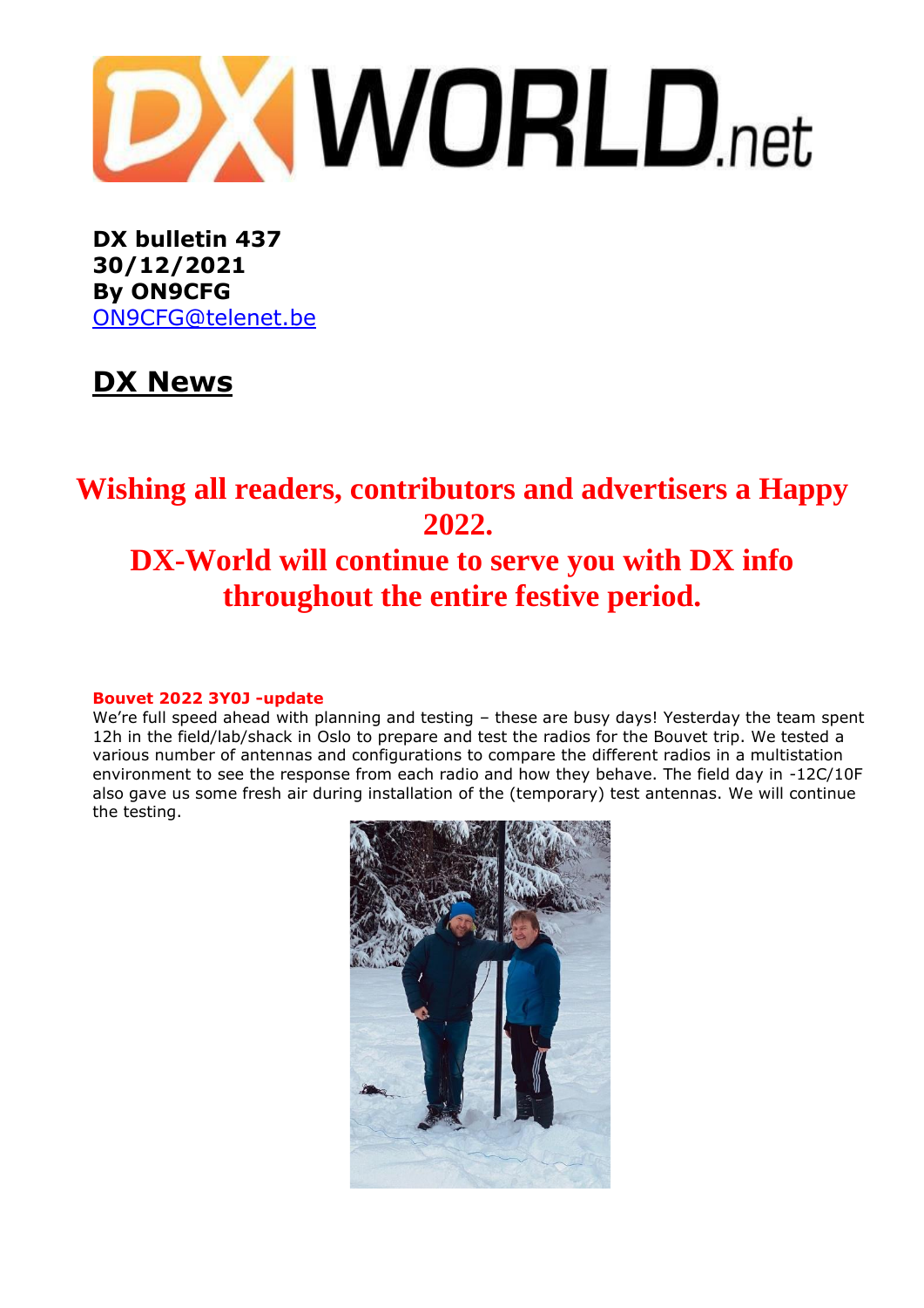**DX bulletin 437**
**30/12/2021**
**By ON9CFG**
ON9CFG@telenet.be

## DX News

# Wishing all readers, contributors and advertisers a Happy 2022.
# DX-World will continue to serve you with DX info throughout the entire festive period.

**Bouvet 2022 3Y0J -update**

We're full speed ahead with planning and testing – these are busy days! Yesterday the team spent 12h in the field/lab/shack in Oslo to prepare and test the radios for the Bouvet trip. We tested a various number of antennas and configurations to compare the different radios in a multistation environment to see the response from each radio and how they behave. The field day in -12C/10F also gave us some fresh air during installation of the (temporary) test antennas. We will continue the testing.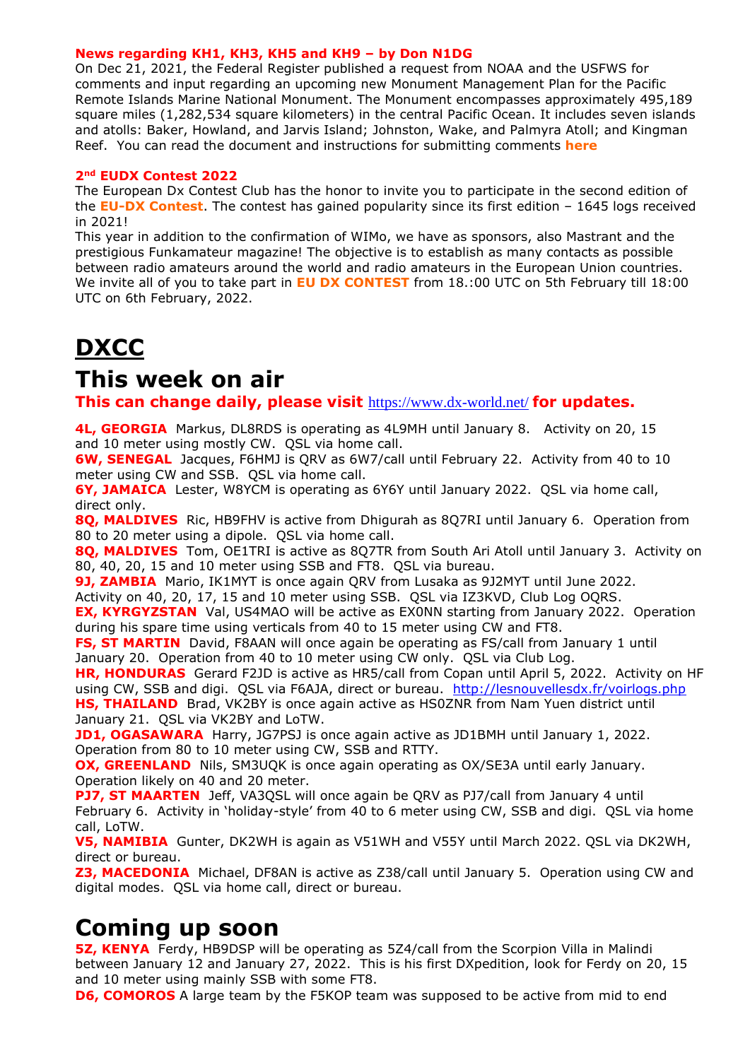**News regarding KH1, KH3, KH5 and KH9 – by Don N1DG**

On Dec 21, 2021, the Federal Register published a request from NOAA and the USFWS for comments and input regarding an upcoming new Monument Management Plan for the Pacific Remote Islands Marine National Monument. The Monument encompasses approximately 495,189 square miles (1,282,534 square kilometers) in the central Pacific Ocean. It includes seven islands and atolls: Baker, Howland, and Jarvis Island; Johnston, Wake, and Palmyra Atoll; and Kingman Reef. You can read the document and instructions for submitting comments **here**

**2nd EUDX Contest 2022**

The European Dx Contest Club has the honor to invite you to participate in the second edition of the **EU-DX Contest**. The contest has gained popularity since its first edition – 1645 logs received in 2021!

This year in addition to the confirmation of WIMo, we have as sponsors, also Mastrant and the prestigious Funkamateur magazine! The objective is to establish as many contacts as possible between radio amateurs around the world and radio amateurs in the European Union countries. We invite all of you to take part in **EU DX CONTEST** from 18.:00 UTC on 5th February till 18:00 UTC on 6th February, 2022.

# DXCC

## This week on air

**This can change daily, please visit https://www.dx-world.net/ for updates.**

**4L, GEORGIA** Markus, DL8RDS is operating as 4L9MH until January 8. Activity on 20, 15 and 10 meter using mostly CW. QSL via home call.
**6W, SENEGAL** Jacques, F6HMJ is QRV as 6W7/call until February 22. Activity from 40 to 10 meter using CW and SSB. QSL via home call.
**6Y, JAMAICA** Lester, W8YCM is operating as 6Y6Y until January 2022. QSL via home call, direct only.
**8Q, MALDIVES** Ric, HB9FHV is active from Dhigurah as 8Q7RI until January 6. Operation from 80 to 20 meter using a dipole. QSL via home call.
**8Q, MALDIVES** Tom, OE1TRI is active as 8Q7TR from South Ari Atoll until January 3. Activity on 80, 40, 20, 15 and 10 meter using SSB and FT8. QSL via bureau.
**9J, ZAMBIA** Mario, IK1MYT is once again QRV from Lusaka as 9J2MYT until June 2022. Activity on 40, 20, 17, 15 and 10 meter using SSB. QSL via IZ3KVD, Club Log OQRS.
**EX, KYRGYZSTAN** Val, US4MAO will be active as EX0NN starting from January 2022. Operation during his spare time using verticals from 40 to 15 meter using CW and FT8.
**FS, ST MARTIN** David, F8AAN will once again be operating as FS/call from January 1 until January 20. Operation from 40 to 10 meter using CW only. QSL via Club Log.
**HR, HONDURAS** Gerard F2JD is active as HR5/call from Copan until April 5, 2022. Activity on HF using CW, SSB and digi. QSL via F6AJA, direct or bureau. http://lesnouvellesdx.fr/voirlogs.php
**HS, THAILAND** Brad, VK2BY is once again active as HS0ZNR from Nam Yuen district until January 21. QSL via VK2BY and LoTW.
**JD1, OGASAWARA** Harry, JG7PSJ is once again active as JD1BMH until January 1, 2022. Operation from 80 to 10 meter using CW, SSB and RTTY.
**OX, GREENLAND** Nils, SM3UQK is once again operating as OX/SE3A until early January. Operation likely on 40 and 20 meter.
**PJ7, ST MAARTEN** Jeff, VA3QSL will once again be QRV as PJ7/call from January 4 until February 6. Activity in 'holiday-style' from 40 to 6 meter using CW, SSB and digi. QSL via home call, LoTW.
**V5, NAMIBIA** Gunter, DK2WH is again as V51WH and V55Y until March 2022. QSL via DK2WH, direct or bureau.
**Z3, MACEDONIA** Michael, DF8AN is active as Z38/call until January 5. Operation using CW and digital modes. QSL via home call, direct or bureau.

## Coming up soon

**5Z, KENYA** Ferdy, HB9DSP will be operating as 5Z4/call from the Scorpion Villa in Malindi between January 12 and January 27, 2022. This is his first DXpedition, look for Ferdy on 20, 15 and 10 meter using mainly SSB with some FT8.
**D6, COMOROS** A large team by the F5KOP team was supposed to be active from mid to end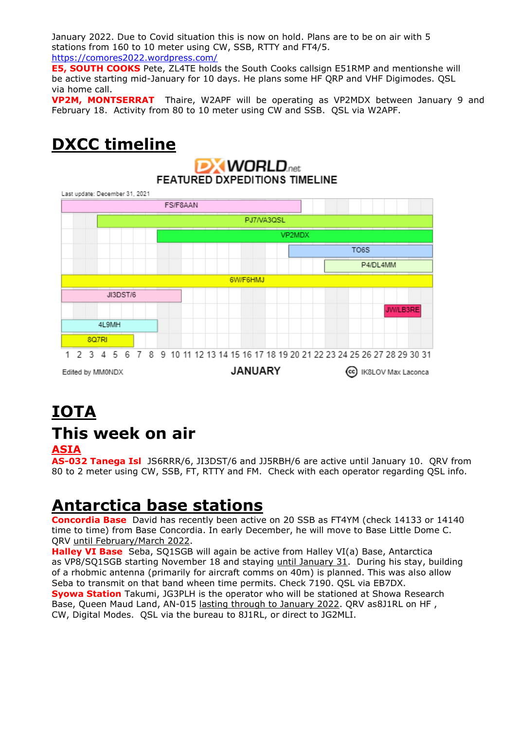January 2022. Due to Covid situation this is now on hold. Plans are to be on air with 5 stations from 160 to 10 meter using CW, SSB, RTTY and FT4/5.
https://comores2022.wordpress.com/

**E5, SOUTH COOKS** Pete, ZL4TE holds the South Cooks callsign E51RMP and mentionshe will be active starting mid-January for 10 days. He plans some HF QRP and VHF Digimodes. QSL via home call.

**VP2M, MONTSERRAT** Thaire, W2APF will be operating as VP2MDX between January 9 and February 18. Activity from 80 to 10 meter using CW and SSB. QSL via W2APF.

# DXCC timeline

DX WORLD.net
FEATURED DXPEDITIONS TIMELINE

Last update: December 31, 2021

| Callsign | January dates (approx.) |
| --- | --- |
| FS/F8AAN | 1–20 |
| PJ7/VA3QSL | 4–31 |
| VP2MDX | 9–31 |
| TO6S | 20–31 |
| P4/DL4MM | 23–31 |
| 6W/F6HMJ | 1–31 |
| JI3DST/6 | 1–10 |
| JW/LB3RE | 28–30 |
| 4L9MH | 1–8 |
| 8Q7RI | 1–6 |

JANUARY

Edited by MM0NDX — IK8LOV Max Laconca

# IOTA

# This week on air

## ASIA

**AS-032 Tanega Isl** JS6RRR/6, JI3DST/6 and JJ5RBH/6 are active until January 10. QRV from 80 to 2 meter using CW, SSB, FT, RTTY and FM. Check with each operator regarding QSL info.

# Antarctica base stations

**Concordia Base** David has recently been active on 20 SSB as FT4YM (check 14133 or 14140 time to time) from Base Concordia. In early December, he will move to Base Little Dome C. QRV until February/March 2022.

**Halley VI Base** Seba, SQ1SGB will again be active from Halley VI(a) Base, Antarctica as VP8/SQ1SGB starting November 18 and staying until January 31. During his stay, building of a rhombic antenna (primarily for aircraft comms on 40m) is planned. This was also allow Seba to transmit on that band wheen time permits. Check 7190. QSL via EB7DX.

**Syowa Station** Takumi, JG3PLH is the operator who will be stationed at Showa Research Base, Queen Maud Land, AN-015 lasting through to January 2022. QRV as8J1RL on HF , CW, Digital Modes. QSL via the bureau to 8J1RL, or direct to JG2MLI.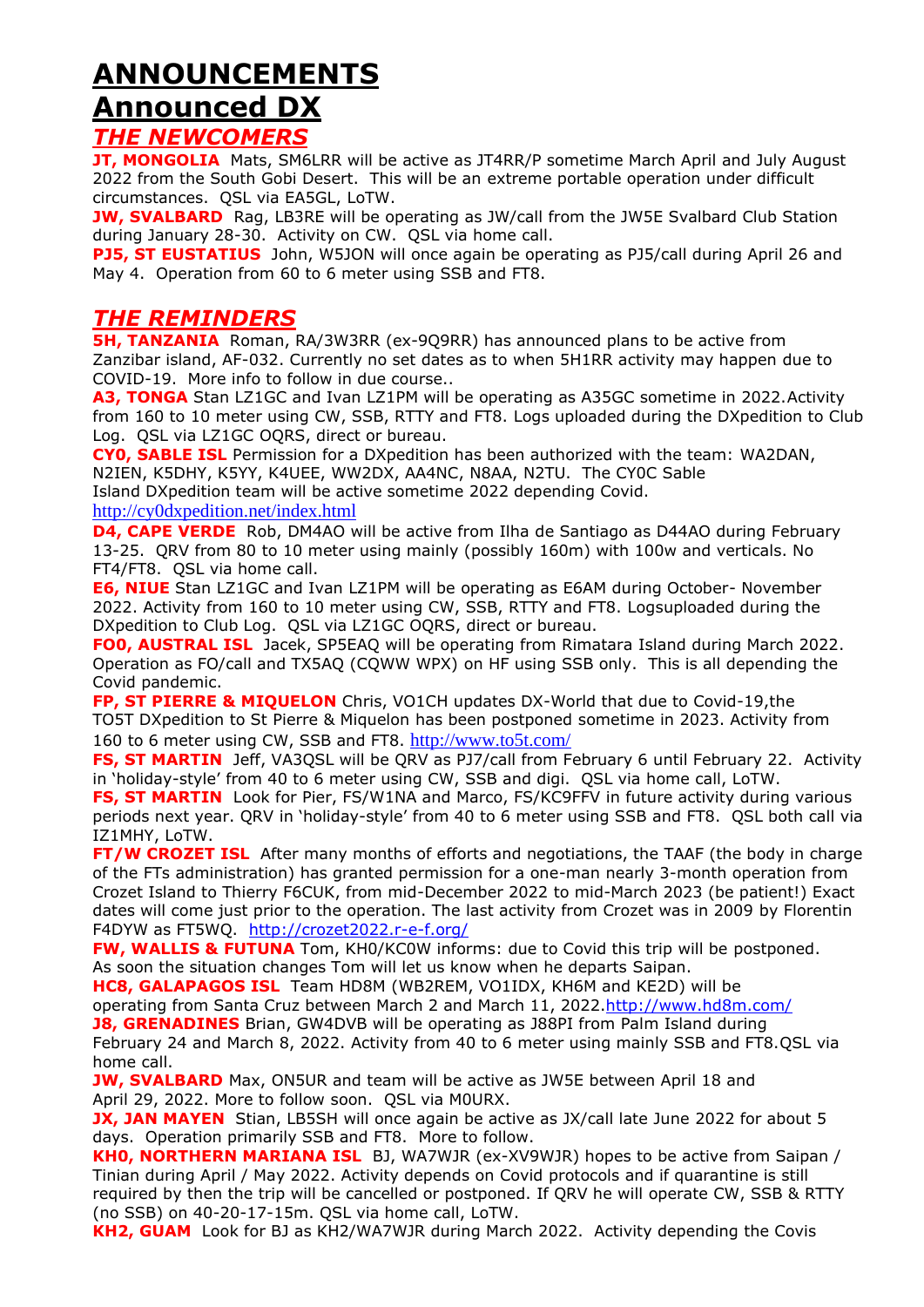# ANNOUNCEMENTS

# Announced DX

## *THE NEWCOMERS*

**JT, MONGOLIA** Mats, SM6LRR will be active as JT4RR/P sometime March April and July August 2022 from the South Gobi Desert. This will be an extreme portable operation under difficult circumstances. QSL via EA5GL, LoTW.

**JW, SVALBARD** Rag, LB3RE will be operating as JW/call from the JW5E Svalbard Club Station during January 28-30. Activity on CW. QSL via home call.

**PJ5, ST EUSTATIUS** John, W5JON will once again be operating as PJ5/call during April 26 and May 4. Operation from 60 to 6 meter using SSB and FT8.

## *THE REMINDERS*

**5H, TANZANIA** Roman, RA/3W3RR (ex-9Q9RR) has announced plans to be active from Zanzibar island, AF-032. Currently no set dates as to when 5H1RR activity may happen due to COVID-19. More info to follow in due course..

**A3, TONGA** Stan LZ1GC and Ivan LZ1PM will be operating as A35GC sometime in 2022.Activity from 160 to 10 meter using CW, SSB, RTTY and FT8. Logs uploaded during the DXpedition to Club Log. QSL via LZ1GC OQRS, direct or bureau.

**CY0, SABLE ISL** Permission for a DXpedition has been authorized with the team: WA2DAN, N2IEN, K5DHY, K5YY, K4UEE, WW2DX, AA4NC, N8AA, N2TU. The CY0C Sable Island DXpedition team will be active sometime 2022 depending Covid.
http://cy0dxpedition.net/index.html

**D4, CAPE VERDE** Rob, DM4AO will be active from Ilha de Santiago as D44AO during February 13-25. QRV from 80 to 10 meter using mainly (possibly 160m) with 100w and verticals. No FT4/FT8. QSL via home call.

**E6, NIUE** Stan LZ1GC and Ivan LZ1PM will be operating as E6AM during October- November 2022. Activity from 160 to 10 meter using CW, SSB, RTTY and FT8. Logsuploaded during the DXpedition to Club Log. QSL via LZ1GC OQRS, direct or bureau.

**FO0, AUSTRAL ISL** Jacek, SP5EAQ will be operating from Rimatara Island during March 2022. Operation as FO/call and TX5AQ (CQWW WPX) on HF using SSB only. This is all depending the Covid pandemic.

**FP, ST PIERRE & MIQUELON** Chris, VO1CH updates DX-World that due to Covid-19,the TO5T DXpedition to St Pierre & Miquelon has been postponed sometime in 2023. Activity from 160 to 6 meter using CW, SSB and FT8. http://www.to5t.com/

**FS, ST MARTIN** Jeff, VA3QSL will be QRV as PJ7/call from February 6 until February 22. Activity in 'holiday-style' from 40 to 6 meter using CW, SSB and digi. QSL via home call, LoTW.

**FS, ST MARTIN** Look for Pier, FS/W1NA and Marco, FS/KC9FFV in future activity during various periods next year. QRV in 'holiday-style' from 40 to 6 meter using SSB and FT8. QSL both call via IZ1MHY, LoTW.

**FT/W CROZET ISL** After many months of efforts and negotiations, the TAAF (the body in charge of the FTs administration) has granted permission for a one-man nearly 3-month operation from Crozet Island to Thierry F6CUK, from mid-December 2022 to mid-March 2023 (be patient!) Exact dates will come just prior to the operation. The last activity from Crozet was in 2009 by Florentin F4DYW as FT5WQ. http://crozet2022.r-e-f.org/

**FW, WALLIS & FUTUNA** Tom, KH0/KC0W informs: due to Covid this trip will be postponed. As soon the situation changes Tom will let us know when he departs Saipan.

**HC8, GALAPAGOS ISL** Team HD8M (WB2REM, VO1IDX, KH6M and KE2D) will be operating from Santa Cruz between March 2 and March 11, 2022.http://www.hd8m.com/

**J8, GRENADINES** Brian, GW4DVB will be operating as J88PI from Palm Island during February 24 and March 8, 2022. Activity from 40 to 6 meter using mainly SSB and FT8.QSL via home call.

**JW, SVALBARD** Max, ON5UR and team will be active as JW5E between April 18 and April 29, 2022. More to follow soon. QSL via M0URX.

**JX, JAN MAYEN** Stian, LB5SH will once again be active as JX/call late June 2022 for about 5 days. Operation primarily SSB and FT8. More to follow.

**KH0, NORTHERN MARIANA ISL** BJ, WA7WJR (ex-XV9WJR) hopes to be active from Saipan / Tinian during April / May 2022. Activity depends on Covid protocols and if quarantine is still required by then the trip will be cancelled or postponed. If QRV he will operate CW, SSB & RTTY (no SSB) on 40-20-17-15m. QSL via home call, LoTW.

**KH2, GUAM** Look for BJ as KH2/WA7WJR during March 2022. Activity depending the Covis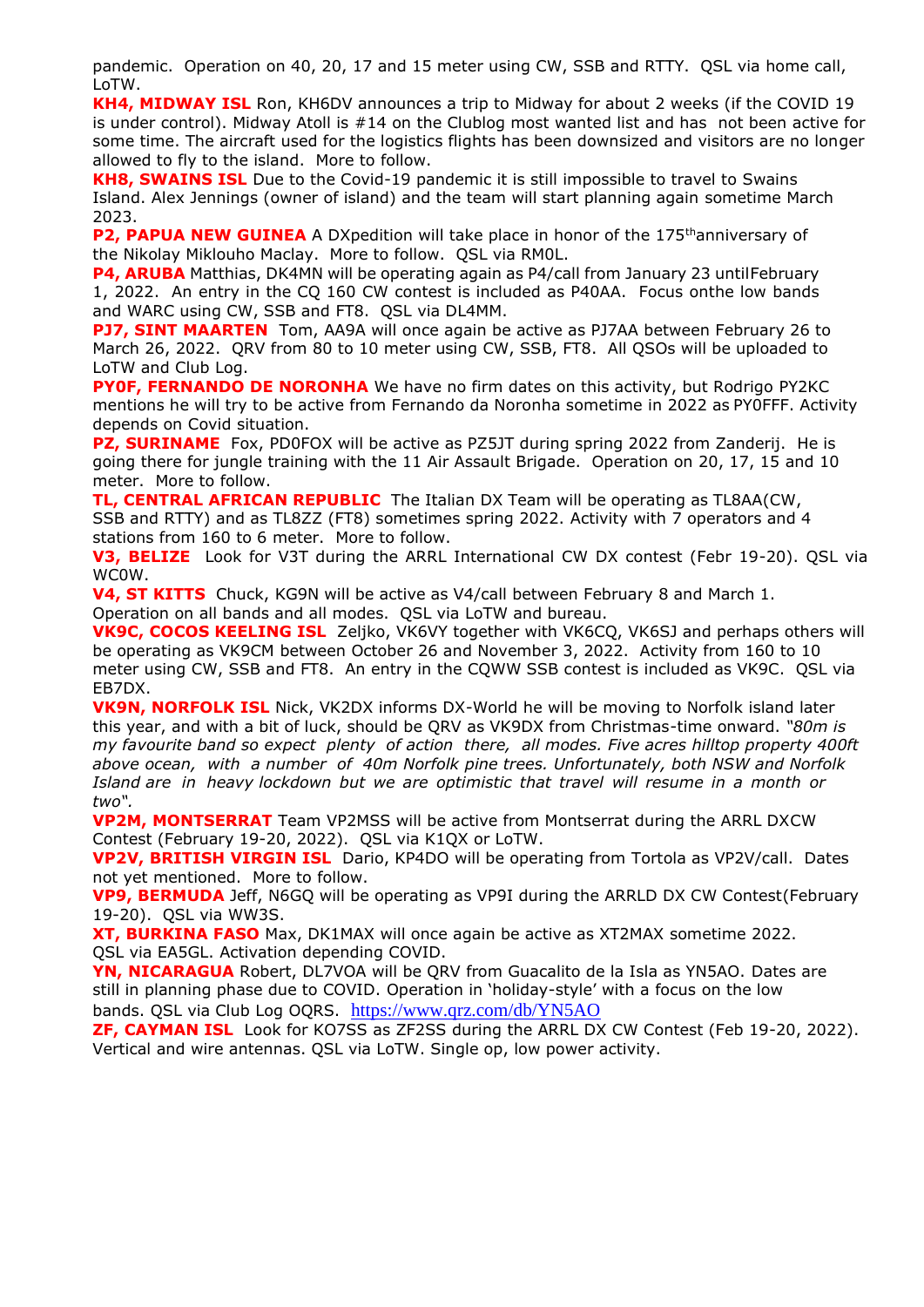pandemic. Operation on 40, 20, 17 and 15 meter using CW, SSB and RTTY. QSL via home call, LoTW.

**KH4, MIDWAY ISL** Ron, KH6DV announces a trip to Midway for about 2 weeks (if the COVID 19 is under control). Midway Atoll is #14 on the Clublog most wanted list and has not been active for some time. The aircraft used for the logistics flights has been downsized and visitors are no longer allowed to fly to the island. More to follow.

**KH8, SWAINS ISL** Due to the Covid-19 pandemic it is still impossible to travel to Swains Island. Alex Jennings (owner of island) and the team will start planning again sometime March 2023.

**P2, PAPUA NEW GUINEA** A DXpedition will take place in honor of the 175[th]anniversary of the Nikolay Miklouho Maclay. More to follow. QSL via RM0L.

**P4, ARUBA** Matthias, DK4MN will be operating again as P4/call from January 23 untilFebruary 1, 2022. An entry in the CQ 160 CW contest is included as P40AA. Focus onthe low bands and WARC using CW, SSB and FT8. QSL via DL4MM.

**PJ7, SINT MAARTEN** Tom, AA9A will once again be active as PJ7AA between February 26 to March 26, 2022. QRV from 80 to 10 meter using CW, SSB, FT8. All QSOs will be uploaded to LoTW and Club Log.

**PY0F, FERNANDO DE NORONHA** We have no firm dates on this activity, but Rodrigo PY2KC mentions he will try to be active from Fernando da Noronha sometime in 2022 as PY0FFF. Activity depends on Covid situation.

**PZ, SURINAME** Fox, PD0FOX will be active as PZ5JT during spring 2022 from Zanderij. He is going there for jungle training with the 11 Air Assault Brigade. Operation on 20, 17, 15 and 10 meter. More to follow.

**TL, CENTRAL AFRICAN REPUBLIC** The Italian DX Team will be operating as TL8AA(CW, SSB and RTTY) and as TL8ZZ (FT8) sometimes spring 2022. Activity with 7 operators and 4 stations from 160 to 6 meter. More to follow.

**V3, BELIZE** Look for V3T during the ARRL International CW DX contest (Febr 19-20). QSL via WC0W.

**V4, ST KITTS** Chuck, KG9N will be active as V4/call between February 8 and March 1. Operation on all bands and all modes. QSL via LoTW and bureau.

**VK9C, COCOS KEELING ISL** Zeljko, VK6VY together with VK6CQ, VK6SJ and perhaps others will be operating as VK9CM between October 26 and November 3, 2022. Activity from 160 to 10 meter using CW, SSB and FT8. An entry in the CQWW SSB contest is included as VK9C. QSL via EB7DX.

**VK9N, NORFOLK ISL** Nick, VK2DX informs DX-World he will be moving to Norfolk island later this year, and with a bit of luck, should be QRV as VK9DX from Christmas-time onward. *"80m is my favourite band so expect plenty of action there, all modes. Five acres hilltop property 400ft above ocean, with a number of 40m Norfolk pine trees. Unfortunately, both NSW and Norfolk Island are in heavy lockdown but we are optimistic that travel will resume in a month or two".*

**VP2M, MONTSERRAT** Team VP2MSS will be active from Montserrat during the ARRL DXCW Contest (February 19-20, 2022). QSL via K1QX or LoTW.

**VP2V, BRITISH VIRGIN ISL** Dario, KP4DO will be operating from Tortola as VP2V/call. Dates not yet mentioned. More to follow.

**VP9, BERMUDA** Jeff, N6GQ will be operating as VP9I during the ARRLD DX CW Contest(February 19-20). QSL via WW3S.

**XT, BURKINA FASO** Max, DK1MAX will once again be active as XT2MAX sometime 2022. QSL via EA5GL. Activation depending COVID.

**YN, NICARAGUA** Robert, DL7VOA will be QRV from Guacalito de la Isla as YN5AO. Dates are still in planning phase due to COVID. Operation in 'holiday-style' with a focus on the low bands. QSL via Club Log OQRS. https://www.qrz.com/db/YN5AO

**ZF, CAYMAN ISL** Look for KO7SS as ZF2SS during the ARRL DX CW Contest (Feb 19-20, 2022). Vertical and wire antennas. QSL via LoTW. Single op, low power activity.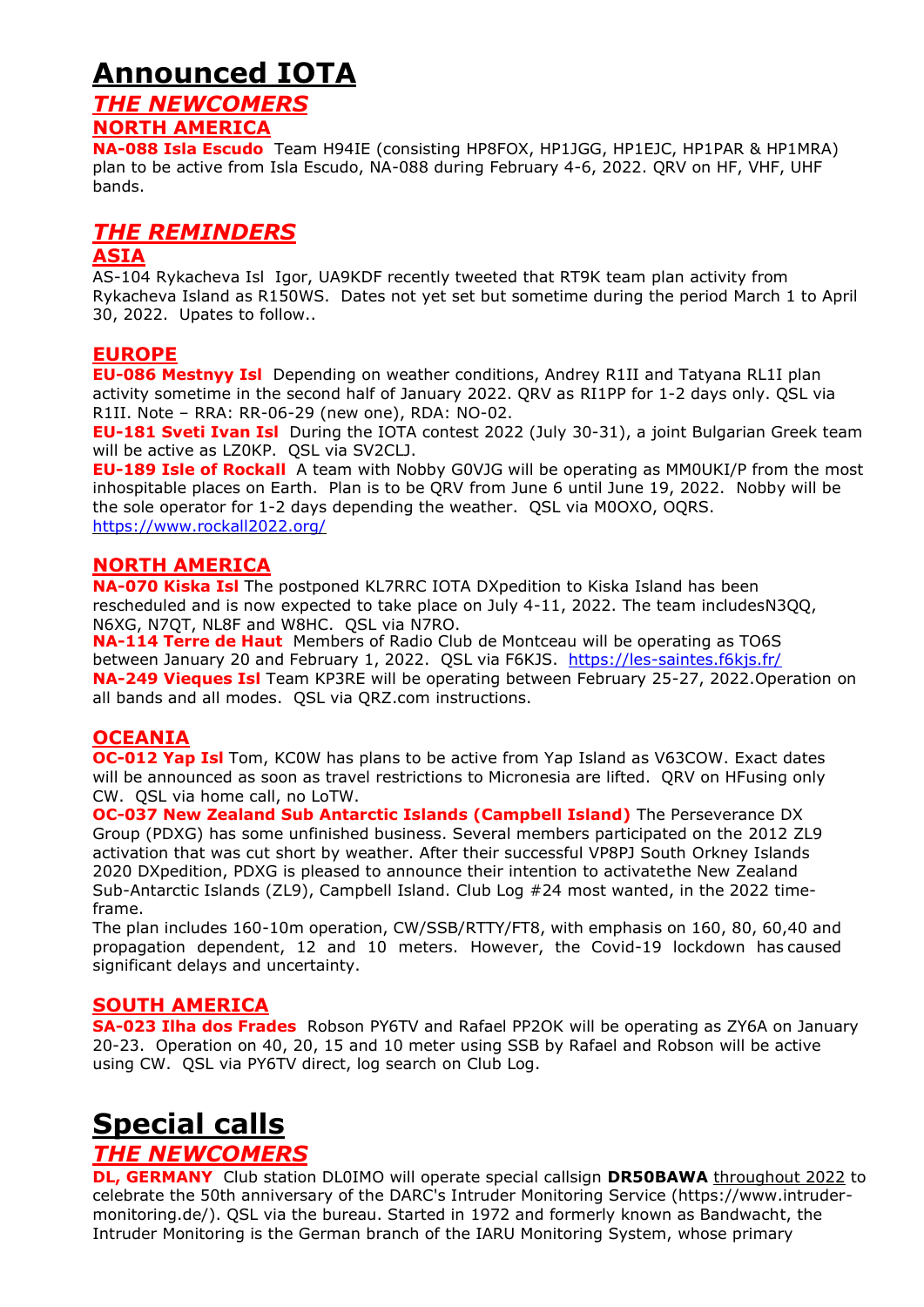# Announced IOTA

## *THE NEWCOMERS*

### NORTH AMERICA

**NA-088 Isla Escudo** Team H94IE (consisting HP8FOX, HP1JGG, HP1EJC, HP1PAR & HP1MRA) plan to be active from Isla Escudo, NA-088 during February 4-6, 2022. QRV on HF, VHF, UHF bands.

## *THE REMINDERS*

### ASIA

AS-104 Rykacheva Isl Igor, UA9KDF recently tweeted that RT9K team plan activity from Rykacheva Island as R150WS. Dates not yet set but sometime during the period March 1 to April 30, 2022. Upates to follow..

### EUROPE

**EU-086 Mestnyy Isl** Depending on weather conditions, Andrey R1II and Tatyana RL1I plan activity sometime in the second half of January 2022. QRV as RI1PP for 1-2 days only. QSL via R1II. Note – RRA: RR-06-29 (new one), RDA: NO-02.

**EU-181 Sveti Ivan Isl** During the IOTA contest 2022 (July 30-31), a joint Bulgarian Greek team will be active as LZ0KP. QSL via SV2CLJ.

**EU-189 Isle of Rockall** A team with Nobby G0VJG will be operating as MM0UKI/P from the most inhospitable places on Earth. Plan is to be QRV from June 6 until June 19, 2022. Nobby will be the sole operator for 1-2 days depending the weather. QSL via M0OXO, OQRS.
https://www.rockall2022.org/

### NORTH AMERICA

**NA-070 Kiska Isl** The postponed KL7RRC IOTA DXpedition to Kiska Island has been rescheduled and is now expected to take place on July 4-11, 2022. The team includesN3QQ, N6XG, N7QT, NL8F and W8HC. QSL via N7RO.

**NA-114 Terre de Haut** Members of Radio Club de Montceau will be operating as TO6S between January 20 and February 1, 2022. QSL via F6KJS. https://les-saintes.f6kjs.fr/

**NA-249 Vieques Isl** Team KP3RE will be operating between February 25-27, 2022.Operation on all bands and all modes. QSL via QRZ.com instructions.

### OCEANIA

**OC-012 Yap Isl** Tom, KC0W has plans to be active from Yap Island as V63COW. Exact dates will be announced as soon as travel restrictions to Micronesia are lifted. QRV on HFusing only CW. QSL via home call, no LoTW.

**OC-037 New Zealand Sub Antarctic Islands (Campbell Island)** The Perseverance DX Group (PDXG) has some unfinished business. Several members participated on the 2012 ZL9 activation that was cut short by weather. After their successful VP8PJ South Orkney Islands 2020 DXpedition, PDXG is pleased to announce their intention to activatethe New Zealand Sub-Antarctic Islands (ZL9), Campbell Island. Club Log #24 most wanted, in the 2022 time-frame.

The plan includes 160-10m operation, CW/SSB/RTTY/FT8, with emphasis on 160, 80, 60,40 and propagation dependent, 12 and 10 meters. However, the Covid-19 lockdown has caused significant delays and uncertainty.

### SOUTH AMERICA

**SA-023 Ilha dos Frades** Robson PY6TV and Rafael PP2OK will be operating as ZY6A on January 20-23. Operation on 40, 20, 15 and 10 meter using SSB by Rafael and Robson will be active using CW. QSL via PY6TV direct, log search on Club Log.

# Special calls

## *THE NEWCOMERS*

**DL, GERMANY** Club station DL0IMO will operate special callsign **DR50BAWA** throughout 2022 to celebrate the 50th anniversary of the DARC's Intruder Monitoring Service (https://www.intruder-monitoring.de/). QSL via the bureau. Started in 1972 and formerly known as Bandwacht, the Intruder Monitoring is the German branch of the IARU Monitoring System, whose primary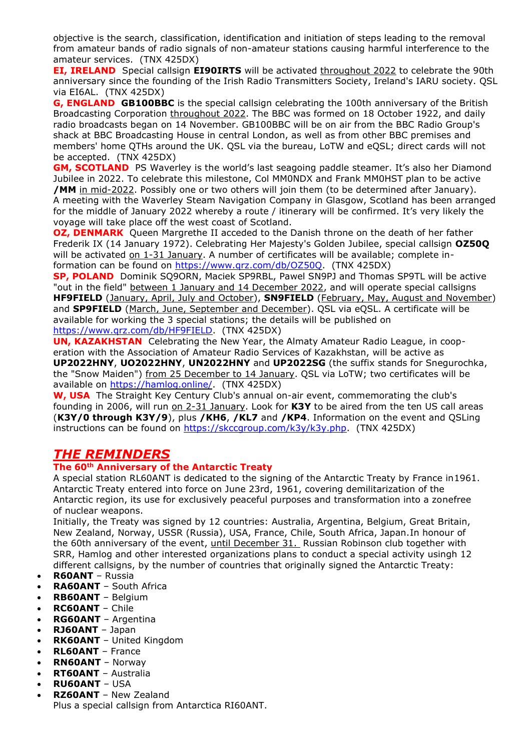objective is the search, classification, identification and initiation of steps leading to the removal from amateur bands of radio signals of non-amateur stations causing harmful interference to the amateur services. (TNX 425DX)

**EI, IRELAND** Special callsign **EI90IRTS** will be activated throughout 2022 to celebrate the 90th anniversary since the founding of the Irish Radio Transmitters Society, Ireland's IARU society. QSL via EI6AL. (TNX 425DX)

**G, ENGLAND** **GB100BBC** is the special callsign celebrating the 100th anniversary of the British Broadcasting Corporation throughout 2022. The BBC was formed on 18 October 1922, and daily radio broadcasts began on 14 November. GB100BBC will be on air from the BBC Radio Group's shack at BBC Broadcasting House in central London, as well as from other BBC premises and members' home QTHs around the UK. QSL via the bureau, LoTW and eQSL; direct cards will not be accepted. (TNX 425DX)

**GM, SCOTLAND** PS Waverley is the world's last seagoing paddle steamer. It's also her Diamond Jubilee in 2022. To celebrate this milestone, Col MM0NDX and Frank MM0HST plan to be active **/MM** in mid-2022. Possibly one or two others will join them (to be determined after January). A meeting with the Waverley Steam Navigation Company in Glasgow, Scotland has been arranged for the middle of January 2022 whereby a route / itinerary will be confirmed. It's very likely the voyage will take place off the west coast of Scotland.

**OZ, DENMARK** Queen Margrethe II acceded to the Danish throne on the death of her father Frederik IX (14 January 1972). Celebrating Her Majesty's Golden Jubilee, special callsign **OZ50Q** will be activated on 1-31 January. A number of certificates will be available; complete information can be found on https://www.qrz.com/db/OZ50Q. (TNX 425DX)

**SP, POLAND** Dominik SQ9ORN, Maciek SP9RBL, Pawel SN9PJ and Thomas SP9TL will be active "out in the field" between 1 January and 14 December 2022, and will operate special callsigns **HF9FIELD** (January, April, July and October), **SN9FIELD** (February, May, August and November) and **SP9FIELD** (March, June, September and December). QSL via eQSL. A certificate will be available for working the 3 special stations; the details will be published on https://www.qrz.com/db/HF9FIELD. (TNX 425DX)

**UN, KAZAKHSTAN** Celebrating the New Year, the Almaty Amateur Radio League, in cooperation with the Association of Amateur Radio Services of Kazakhstan, will be active as **UP2022HNY**, **UO2022HNY**, **UN2022HNY** and **UP2022SG** (the suffix stands for Snegurochka, the "Snow Maiden") from 25 December to 14 January. QSL via LoTW; two certificates will be available on https://hamlog.online/. (TNX 425DX)

**W, USA** The Straight Key Century Club's annual on-air event, commemorating the club's founding in 2006, will run on 2-31 January. Look for **K3Y** to be aired from the ten US call areas (**K3Y/0 through K3Y/9**), plus **/KH6**, **/KL7** and **/KP4**. Information on the event and QSLing instructions can be found on https://skccgroup.com/k3y/k3y.php. (TNX 425DX)

## *THE REMINDERS*

### The 60th Anniversary of the Antarctic Treaty

A special station RL60ANT is dedicated to the signing of the Antarctic Treaty by France in1961. Antarctic Treaty entered into force on June 23rd, 1961, covering demilitarization of the Antarctic region, its use for exclusively peaceful purposes and transformation into a zonefree of nuclear weapons.

Initially, the Treaty was signed by 12 countries: Australia, Argentina, Belgium, Great Britain, New Zealand, Norway, USSR (Russia), USA, France, Chile, South Africa, Japan.In honour of the 60th anniversary of the event, until December 31. Russian Robinson club together with SRR, Hamlog and other interested organizations plans to conduct a special activity usingh 12 different callsigns, by the number of countries that originally signed the Antarctic Treaty:

- **R60ANT** – Russia
- **RA60ANT** – South Africa
- **RB60ANT** – Belgium
- **RC60ANT** – Chile
- **RG60ANT** – Argentina
- **RJ60ANT** – Japan
- **RK60ANT** – United Kingdom
- **RL60ANT** – France
- **RN60ANT** – Norway
- **RT60ANT** – Australia
- **RU60ANT** – USA
- **RZ60ANT** – New Zealand

Plus a special callsign from Antarctica RI60ANT.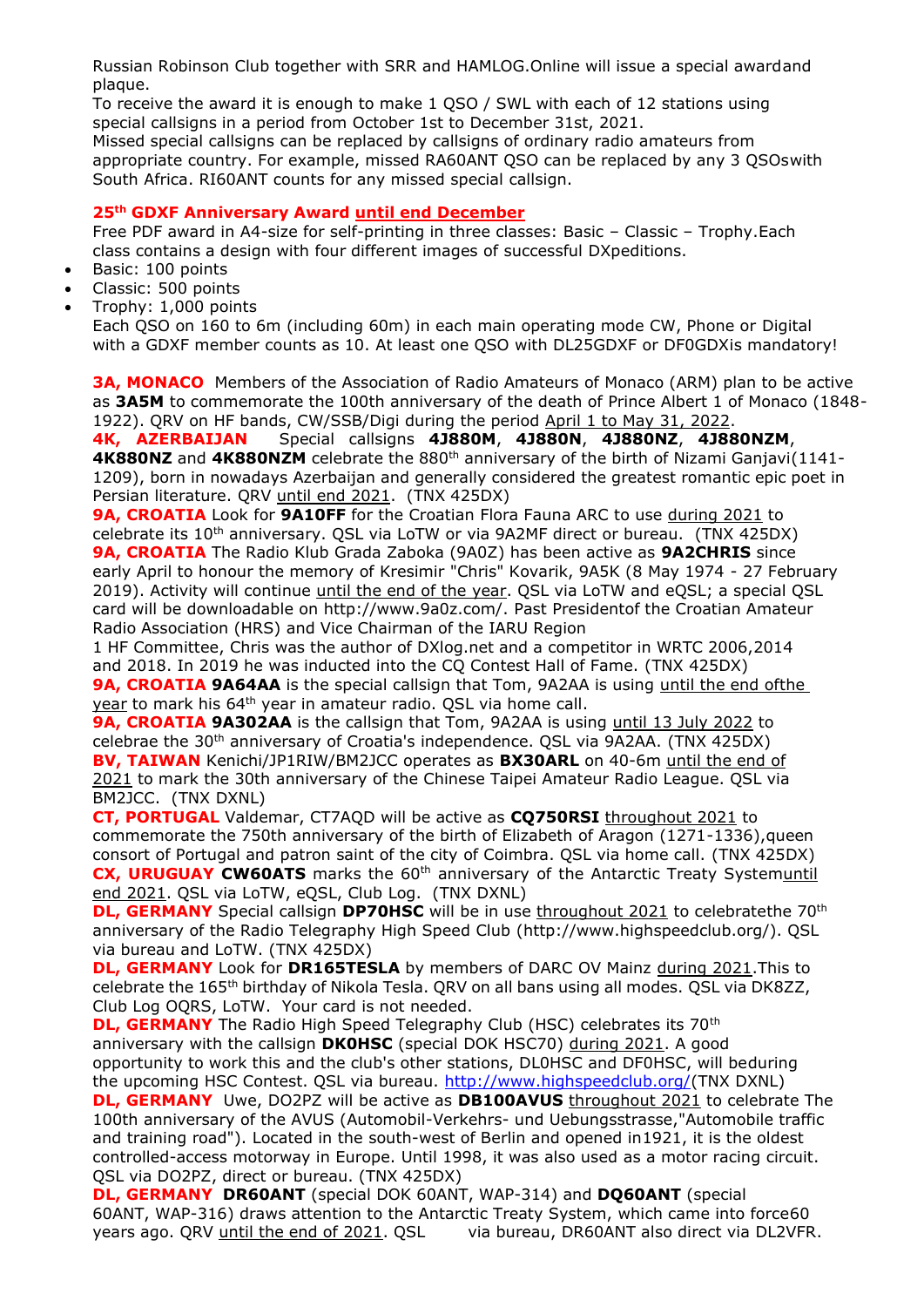Russian Robinson Club together with SRR and HAMLOG.Online will issue a special awardand plaque.
To receive the award it is enough to make 1 QSO / SWL with each of 12 stations using special callsigns in a period from October 1st to December 31st, 2021.
Missed special callsigns can be replaced by callsigns of ordinary radio amateurs from appropriate country. For example, missed RA60ANT QSO can be replaced by any 3 QSOswith South Africa. RI60ANT counts for any missed special callsign.

**25th GDXF Anniversary Award until end December**

Free PDF award in A4-size for self-printing in three classes: Basic – Classic – Trophy.Each class contains a design with four different images of successful DXpeditions.

- Basic: 100 points
- Classic: 500 points
- Trophy: 1,000 points

Each QSO on 160 to 6m (including 60m) in each main operating mode CW, Phone or Digital with a GDXF member counts as 10. At least one QSO with DL25GDXF or DF0GDXis mandatory!

**3A, MONACO** Members of the Association of Radio Amateurs of Monaco (ARM) plan to be active as **3A5M** to commemorate the 100th anniversary of the death of Prince Albert 1 of Monaco (1848-1922). QRV on HF bands, CW/SSB/Digi during the period April 1 to May 31, 2022.
**4K, AZERBAIJAN** Special callsigns **4J880M**, **4J880N**, **4J880NZ**, **4J880NZM**, **4K880NZ** and **4K880NZM** celebrate the 880th anniversary of the birth of Nizami Ganjavi(1141-1209), born in nowadays Azerbaijan and generally considered the greatest romantic epic poet in Persian literature. QRV until end 2021. (TNX 425DX)
**9A, CROATIA** Look for **9A10FF** for the Croatian Flora Fauna ARC to use during 2021 to celebrate its 10th anniversary. QSL via LoTW or via 9A2MF direct or bureau. (TNX 425DX)
**9A, CROATIA** The Radio Klub Grada Zaboka (9A0Z) has been active as **9A2CHRIS** since early April to honour the memory of Kresimir "Chris" Kovarik, 9A5K (8 May 1974 - 27 February 2019). Activity will continue until the end of the year. QSL via LoTW and eQSL; a special QSL card will be downloadable on http://www.9a0z.com/. Past Presidentof the Croatian Amateur Radio Association (HRS) and Vice Chairman of the IARU Region
1 HF Committee, Chris was the author of DXlog.net and a competitor in WRTC 2006,2014 and 2018. In 2019 he was inducted into the CQ Contest Hall of Fame. (TNX 425DX)
**9A, CROATIA** **9A64AA** is the special callsign that Tom, 9A2AA is using until the end ofthe year to mark his 64th year in amateur radio. QSL via home call.
**9A, CROATIA** **9A302AA** is the callsign that Tom, 9A2AA is using until 13 July 2022 to celebrae the 30th anniversary of Croatia's independence. QSL via 9A2AA. (TNX 425DX)
**BV, TAIWAN** Kenichi/JP1RIW/BM2JCC operates as **BX30ARL** on 40-6m until the end of 2021 to mark the 30th anniversary of the Chinese Taipei Amateur Radio League. QSL via BM2JCC. (TNX DXNL)
**CT, PORTUGAL** Valdemar, CT7AQD will be active as **CQ750RSI** throughout 2021 to commemorate the 750th anniversary of the birth of Elizabeth of Aragon (1271-1336),queen consort of Portugal and patron saint of the city of Coimbra. QSL via home call. (TNX 425DX)
**CX, URUGUAY** **CW60ATS** marks the 60th anniversary of the Antarctic Treaty Systemuntil end 2021. QSL via LoTW, eQSL, Club Log. (TNX DXNL)
**DL, GERMANY** Special callsign **DP70HSC** will be in use throughout 2021 to celebratethe 70th anniversary of the Radio Telegraphy High Speed Club (http://www.highspeedclub.org/). QSL via bureau and LoTW. (TNX 425DX)
**DL, GERMANY** Look for **DR165TESLA** by members of DARC OV Mainz during 2021.This to celebrate the 165th birthday of Nikola Tesla. QRV on all bans using all modes. QSL via DK8ZZ, Club Log OQRS, LoTW. Your card is not needed.
**DL, GERMANY** The Radio High Speed Telegraphy Club (HSC) celebrates its 70th anniversary with the callsign **DK0HSC** (special DOK HSC70) during 2021. A good opportunity to work this and the club's other stations, DL0HSC and DF0HSC, will beduring the upcoming HSC Contest. QSL via bureau. http://www.highspeedclub.org/(TNX DXNL)
**DL, GERMANY** Uwe, DO2PZ will be active as **DB100AVUS** throughout 2021 to celebrate The 100th anniversary of the AVUS (Automobil-Verkehrs- und Uebungsstrasse,"Automobile traffic and training road"). Located in the south-west of Berlin and opened in1921, it is the oldest controlled-access motorway in Europe. Until 1998, it was also used as a motor racing circuit. QSL via DO2PZ, direct or bureau. (TNX 425DX)
**DL, GERMANY** **DR60ANT** (special DOK 60ANT, WAP-314) and **DQ60ANT** (special 60ANT, WAP-316) draws attention to the Antarctic Treaty System, which came into force60 years ago. QRV until the end of 2021. QSL via bureau, DR60ANT also direct via DL2VFR.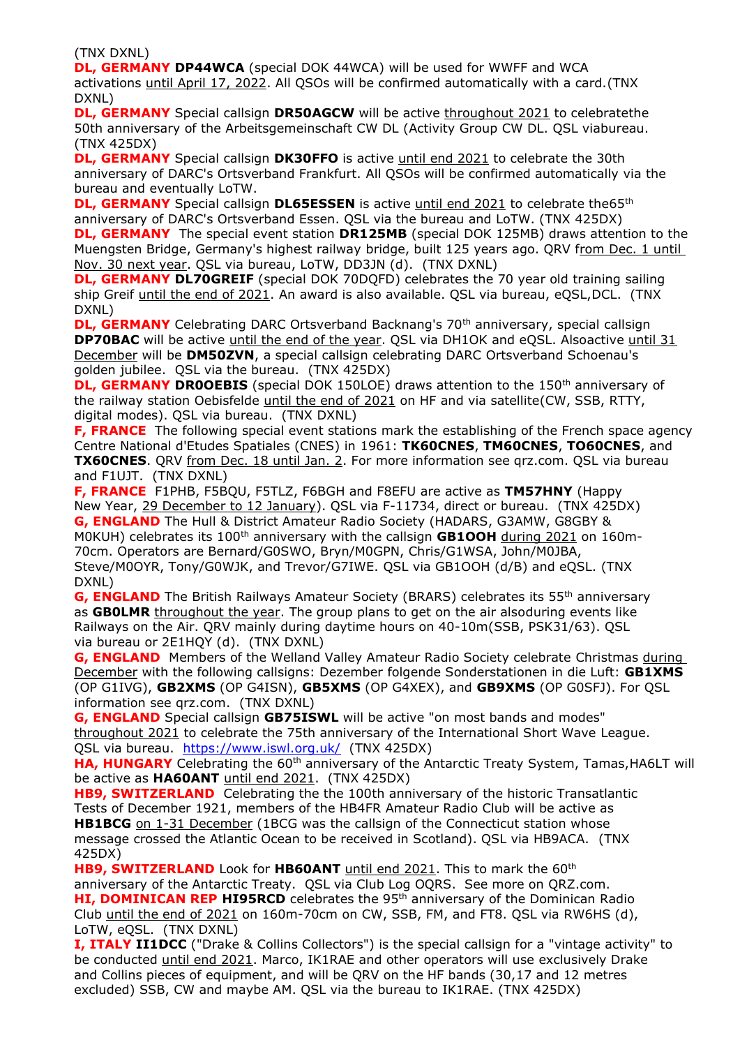(TNX DXNL)

**DL, GERMANY DP44WCA** (special DOK 44WCA) will be used for WWFF and WCA activations until April 17, 2022. All QSOs will be confirmed automatically with a card.(TNX DXNL)

**DL, GERMANY** Special callsign **DR50AGCW** will be active throughout 2021 to celebratethe 50th anniversary of the Arbeitsgemeinschaft CW DL (Activity Group CW DL. QSL viabureau. (TNX 425DX)

**DL, GERMANY** Special callsign **DK30FFO** is active until end 2021 to celebrate the 30th anniversary of DARC's Ortsverband Frankfurt. All QSOs will be confirmed automatically via the bureau and eventually LoTW.

**DL, GERMANY** Special callsign **DL65ESSEN** is active until end 2021 to celebrate the65th anniversary of DARC's Ortsverband Essen. QSL via the bureau and LoTW. (TNX 425DX)

**DL, GERMANY** The special event station **DR125MB** (special DOK 125MB) draws attention to the Muengsten Bridge, Germany's highest railway bridge, built 125 years ago. QRV from Dec. 1 until Nov. 30 next year. QSL via bureau, LoTW, DD3JN (d). (TNX DXNL)

**DL, GERMANY DL70GREIF** (special DOK 70DQFD) celebrates the 70 year old training sailing ship Greif until the end of 2021. An award is also available. QSL via bureau, eQSL,DCL. (TNX DXNL)

**DL, GERMANY** Celebrating DARC Ortsverband Backnang's 70th anniversary, special callsign **DP70BAC** will be active until the end of the year. QSL via DH1OK and eQSL. Alsoactive until 31 December will be **DM50ZVN**, a special callsign celebrating DARC Ortsverband Schoenau's golden jubilee. QSL via the bureau. (TNX 425DX)

**DL, GERMANY DR0OEBIS** (special DOK 150LOE) draws attention to the 150th anniversary of the railway station Oebisfelde until the end of 2021 on HF and via satellite(CW, SSB, RTTY, digital modes). QSL via bureau. (TNX DXNL)

**F, FRANCE** The following special event stations mark the establishing of the French space agency Centre National d'Etudes Spatiales (CNES) in 1961: **TK60CNES**, **TM60CNES**, **TO60CNES**, and **TX60CNES**. QRV from Dec. 18 until Jan. 2. For more information see qrz.com. QSL via bureau and F1UJT. (TNX DXNL)

**F, FRANCE** F1PHB, F5BQU, F5TLZ, F6BGH and F8EFU are active as **TM57HNY** (Happy New Year, 29 December to 12 January). QSL via F-11734, direct or bureau. (TNX 425DX)

**G, ENGLAND** The Hull & District Amateur Radio Society (HADARS, G3AMW, G8GBY & M0KUH) celebrates its 100th anniversary with the callsign **GB1OOH** during 2021 on 160m-70cm. Operators are Bernard/G0SWO, Bryn/M0GPN, Chris/G1WSA, John/M0JBA, Steve/M0OYR, Tony/G0WJK, and Trevor/G7IWE. QSL via GB1OOH (d/B) and eQSL. (TNX DXNL)

**G, ENGLAND** The British Railways Amateur Society (BRARS) celebrates its 55th anniversary as **GB0LMR** throughout the year. The group plans to get on the air alsoduring events like Railways on the Air. QRV mainly during daytime hours on 40-10m(SSB, PSK31/63). QSL via bureau or 2E1HQY (d). (TNX DXNL)

**G, ENGLAND** Members of the Welland Valley Amateur Radio Society celebrate Christmas during December with the following callsigns: Dezember folgende Sonderstationen in die Luft: **GB1XMS** (OP G1IVG), **GB2XMS** (OP G4ISN), **GB5XMS** (OP G4XEX), and **GB9XMS** (OP G0SFJ). For QSL information see qrz.com. (TNX DXNL)

**G, ENGLAND** Special callsign **GB75ISWL** will be active "on most bands and modes" throughout 2021 to celebrate the 75th anniversary of the International Short Wave League. QSL via bureau. https://www.iswl.org.uk/ (TNX 425DX)

**HA, HUNGARY** Celebrating the 60th anniversary of the Antarctic Treaty System, Tamas,HA6LT will be active as **HA60ANT** until end 2021. (TNX 425DX)

**HB9, SWITZERLAND** Celebrating the the 100th anniversary of the historic Transatlantic Tests of December 1921, members of the HB4FR Amateur Radio Club will be active as **HB1BCG** on 1-31 December (1BCG was the callsign of the Connecticut station whose message crossed the Atlantic Ocean to be received in Scotland). QSL via HB9ACA. (TNX 425DX)

**HB9, SWITZERLAND** Look for **HB60ANT** until end 2021. This to mark the 60th anniversary of the Antarctic Treaty. QSL via Club Log OQRS. See more on QRZ.com.

**HI, DOMINICAN REP HI95RCD** celebrates the 95th anniversary of the Dominican Radio Club until the end of 2021 on 160m-70cm on CW, SSB, FM, and FT8. QSL via RW6HS (d), LoTW, eQSL. (TNX DXNL)

**I, ITALY II1DCC** ("Drake & Collins Collectors") is the special callsign for a "vintage activity" to be conducted until end 2021. Marco, IK1RAE and other operators will use exclusively Drake and Collins pieces of equipment, and will be QRV on the HF bands (30,17 and 12 metres excluded) SSB, CW and maybe AM. QSL via the bureau to IK1RAE. (TNX 425DX)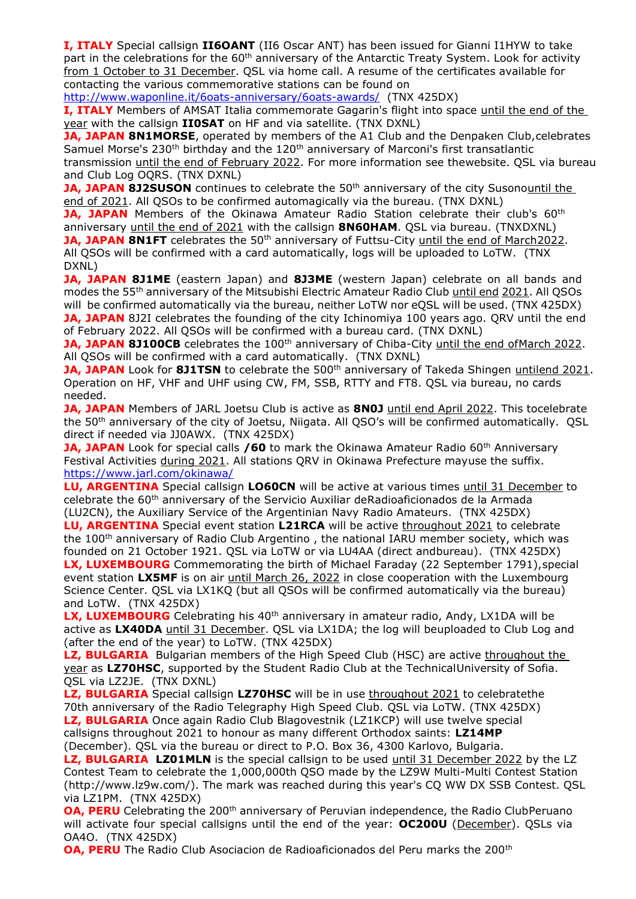**I, ITALY** Special callsign **II6OANT** (II6 Oscar ANT) has been issued for Gianni I1HYW to take part in the celebrations for the 60th anniversary of the Antarctic Treaty System. Look for activity from 1 October to 31 December. QSL via home call. A resume of the certificates available for contacting the various commemorative stations can be found on http://www.waponline.it/6oats-anniversary/6oats-awards/ (TNX 425DX)

**I, ITALY** Members of AMSAT Italia commemorate Gagarin's flight into space until the end of the year with the callsign **II0SAT** on HF and via satellite. (TNX DXNL)

**JA, JAPAN 8N1MORSE**, operated by members of the A1 Club and the Denpaken Club,celebrates Samuel Morse's 230th birthday and the 120th anniversary of Marconi's first transatlantic transmission until the end of February 2022. For more information see thewebsite. QSL via bureau and Club Log OQRS. (TNX DXNL)

**JA, JAPAN 8J2SUSON** continues to celebrate the 50th anniversary of the city Susonountil the end of 2021. All QSOs to be confirmed automagically via the bureau. (TNX DXNL)

**JA, JAPAN** Members of the Okinawa Amateur Radio Station celebrate their club's 60th anniversary until the end of 2021 with the callsign **8N60HAM**. QSL via bureau. (TNXDXNL)

**JA, JAPAN 8N1FT** celebrates the 50th anniversary of Futtsu-City until the end of March2022. All QSOs will be confirmed with a card automatically, logs will be uploaded to LoTW. (TNX DXNL)

**JA, JAPAN 8J1ME** (eastern Japan) and **8J3ME** (western Japan) celebrate on all bands and modes the 55th anniversary of the Mitsubishi Electric Amateur Radio Club until end 2021. All QSOs will be confirmed automatically via the bureau, neither LoTW nor eQSL will be used. (TNX 425DX)

**JA, JAPAN** 8J2I celebrates the founding of the city Ichinomiya 100 years ago. QRV until the end of February 2022. All QSOs will be confirmed with a bureau card. (TNX DXNL)

**JA, JAPAN 8J100CB** celebrates the 100th anniversary of Chiba-City until the end ofMarch 2022. All QSOs will be confirmed with a card automatically. (TNX DXNL)

**JA, JAPAN** Look for **8J1TSN** to celebrate the 500th anniversary of Takeda Shingen untilend 2021. Operation on HF, VHF and UHF using CW, FM, SSB, RTTY and FT8. QSL via bureau, no cards needed.

**JA, JAPAN** Members of JARL Joetsu Club is active as **8N0J** until end April 2022. This tocelebrate the 50th anniversary of the city of Joetsu, Niigata. All QSO's will be confirmed automatically. QSL direct if needed via JJ0AWX. (TNX 425DX)

**JA, JAPAN** Look for special calls **/60** to mark the Okinawa Amateur Radio 60th Anniversary Festival Activities during 2021. All stations QRV in Okinawa Prefecture mayuse the suffix. https://www.jarl.com/okinawa/

**LU, ARGENTINA** Special callsign **LO60CN** will be active at various times until 31 December to celebrate the 60th anniversary of the Servicio Auxiliar deRadioaficionados de la Armada (LU2CN), the Auxiliary Service of the Argentinian Navy Radio Amateurs. (TNX 425DX)

**LU, ARGENTINA** Special event station **L21RCA** will be active throughout 2021 to celebrate the 100th anniversary of Radio Club Argentino , the national IARU member society, which was founded on 21 October 1921. QSL via LoTW or via LU4AA (direct andbureau). (TNX 425DX)

**LX, LUXEMBOURG** Commemorating the birth of Michael Faraday (22 September 1791),special event station **LX5MF** is on air until March 26, 2022 in close cooperation with the Luxembourg Science Center. QSL via LX1KQ (but all QSOs will be confirmed automatically via the bureau) and LoTW. (TNX 425DX)

**LX, LUXEMBOURG** Celebrating his 40th anniversary in amateur radio, Andy, LX1DA will be active as **LX40DA** until 31 December. QSL via LX1DA; the log will beuploaded to Club Log and (after the end of the year) to LoTW. (TNX 425DX)

**LZ, BULGARIA** Bulgarian members of the High Speed Club (HSC) are active throughout the year as **LZ70HSC**, supported by the Student Radio Club at the TechnicalUniversity of Sofia. QSL via LZ2JE. (TNX DXNL)

**LZ, BULGARIA** Special callsign **LZ70HSC** will be in use throughout 2021 to celebratethe 70th anniversary of the Radio Telegraphy High Speed Club. QSL via LoTW. (TNX 425DX)

**LZ, BULGARIA** Once again Radio Club Blagovestnik (LZ1KCP) will use twelve special callsigns throughout 2021 to honour as many different Orthodox saints: **LZ14MP** (December). QSL via the bureau or direct to P.O. Box 36, 4300 Karlovo, Bulgaria.

**LZ, BULGARIA LZ01MLN** is the special callsign to be used until 31 December 2022 by the LZ Contest Team to celebrate the 1,000,000th QSO made by the LZ9W Multi-Multi Contest Station (http://www.lz9w.com/). The mark was reached during this year's CQ WW DX SSB Contest. QSL via LZ1PM. (TNX 425DX)

**OA, PERU** Celebrating the 200th anniversary of Peruvian independence, the Radio ClubPeruano will activate four special callsigns until the end of the year: **OC200U** (December). QSLs via OA4O. (TNX 425DX)

**OA, PERU** The Radio Club Asociacion de Radioaficionados del Peru marks the 200th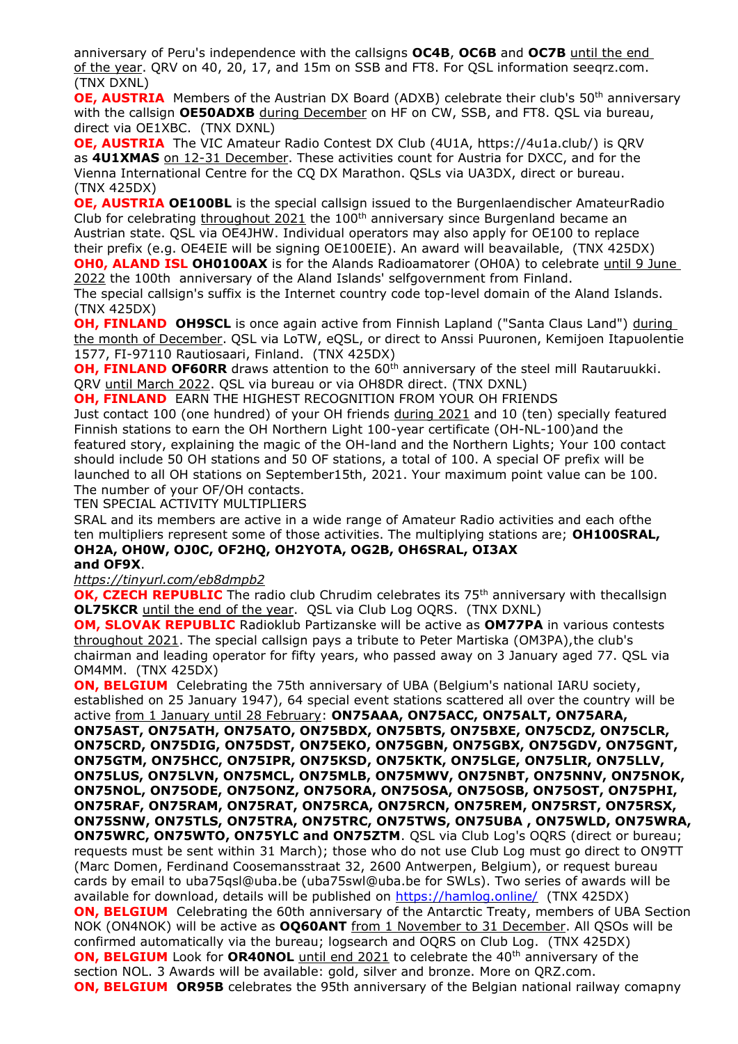anniversary of Peru's independence with the callsigns **OC4B**, **OC6B** and **OC7B** until the end of the year. QRV on 40, 20, 17, and 15m on SSB and FT8. For QSL information seeqrz.com. (TNX DXNL)

**OE, AUSTRIA** Members of the Austrian DX Board (ADXB) celebrate their club's 50th anniversary with the callsign **OE50ADXB** during December on HF on CW, SSB, and FT8. QSL via bureau, direct via OE1XBC. (TNX DXNL)

**OE, AUSTRIA** The VIC Amateur Radio Contest DX Club (4U1A, https://4u1a.club/) is QRV as **4U1XMAS** on 12-31 December. These activities count for Austria for DXCC, and for the Vienna International Centre for the CQ DX Marathon. QSLs via UA3DX, direct or bureau. (TNX 425DX)

**OE, AUSTRIA** **OE100BL** is the special callsign issued to the Burgenlaendischer AmateurRadio Club for celebrating throughout 2021 the 100th anniversary since Burgenland became an Austrian state. QSL via OE4JHW. Individual operators may also apply for OE100 to replace their prefix (e.g. OE4EIE will be signing OE100EIE). An award will beavailable, (TNX 425DX)

**OH0, ALAND ISL** **OH0100AX** is for the Alands Radioamatorer (OH0A) to celebrate until 9 June 2022 the 100th anniversary of the Aland Islands' selfgovernment from Finland.
The special callsign's suffix is the Internet country code top-level domain of the Aland Islands. (TNX 425DX)

**OH, FINLAND** **OH9SCL** is once again active from Finnish Lapland ("Santa Claus Land") during the month of December. QSL via LoTW, eQSL, or direct to Anssi Puuronen, Kemijoen Itapuolentie 1577, FI-97110 Rautiosaari, Finland. (TNX 425DX)

**OH, FINLAND** **OF60RR** draws attention to the 60th anniversary of the steel mill Rautaruukki. QRV until March 2022. QSL via bureau or via OH8DR direct. (TNX DXNL)

**OH, FINLAND** EARN THE HIGHEST RECOGNITION FROM YOUR OH FRIENDS
Just contact 100 (one hundred) of your OH friends during 2021 and 10 (ten) specially featured Finnish stations to earn the OH Northern Light 100-year certificate (OH-NL-100)and the featured story, explaining the magic of the OH-land and the Northern Lights; Your 100 contact should include 50 OH stations and 50 OF stations, a total of 100. A special OF prefix will be launched to all OH stations on September15th, 2021. Your maximum point value can be 100. The number of your OF/OH contacts.
TEN SPECIAL ACTIVITY MULTIPLIERS
SRAL and its members are active in a wide range of Amateur Radio activities and each ofthe ten multipliers represent some of those activities. The multiplying stations are; **OH100SRAL, OH2A, OH0W, OJ0C, OF2HQ, OH2YOTA, OG2B, OH6SRAL, OI3AX and OF9X**.
*https://tinyurl.com/eb8dmpb2*

**OK, CZECH REPUBLIC** The radio club Chrudim celebrates its 75th anniversary with thecallsign **OL75KCR** until the end of the year. QSL via Club Log OQRS. (TNX DXNL)

**OM, SLOVAK REPUBLIC** Radioklub Partizanske will be active as **OM77PA** in various contests throughout 2021. The special callsign pays a tribute to Peter Martiska (OM3PA),the club's chairman and leading operator for fifty years, who passed away on 3 January aged 77. QSL via OM4MM. (TNX 425DX)

**ON, BELGIUM** Celebrating the 75th anniversary of UBA (Belgium's national IARU society, established on 25 January 1947), 64 special event stations scattered all over the country will be active from 1 January until 28 February: **ON75AAA, ON75ACC, ON75ALT, ON75ARA, ON75AST, ON75ATH, ON75ATO, ON75BDX, ON75BTS, ON75BXE, ON75CDZ, ON75CLR, ON75CRD, ON75DIG, ON75DST, ON75EKO, ON75GBN, ON75GBX, ON75GDV, ON75GNT, ON75GTM, ON75HCC, ON75IPR, ON75KSD, ON75KTK, ON75LGE, ON75LIR, ON75LLV, ON75LUS, ON75LVN, ON75MCL, ON75MLB, ON75MWV, ON75NBT, ON75NNV, ON75NOK, ON75NOL, ON75ODE, ON75ONZ, ON75ORA, ON75OSA, ON75OSB, ON75OST, ON75PHI, ON75RAF, ON75RAM, ON75RAT, ON75RCA, ON75RCN, ON75REM, ON75RST, ON75RSX, ON75SNW, ON75TLS, ON75TRA, ON75TRC, ON75TWS, ON75UBA , ON75WLD, ON75WRA, ON75WRC, ON75WTO, ON75YLC and ON75ZTM**. QSL via Club Log's OQRS (direct or bureau; requests must be sent within 31 March); those who do not use Club Log must go direct to ON9TT (Marc Domen, Ferdinand Coosemansstraat 32, 2600 Antwerpen, Belgium), or request bureau cards by email to uba75qsl@uba.be (uba75swl@uba.be for SWLs). Two series of awards will be available for download, details will be published on https://hamlog.online/ (TNX 425DX)

**ON, BELGIUM** Celebrating the 60th anniversary of the Antarctic Treaty, members of UBA Section NOK (ON4NOK) will be active as **OQ60ANT** from 1 November to 31 December. All QSOs will be confirmed automatically via the bureau; logsearch and OQRS on Club Log. (TNX 425DX)

**ON, BELGIUM** Look for **OR40NOL** until end 2021 to celebrate the 40th anniversary of the section NOL. 3 Awards will be available: gold, silver and bronze. More on QRZ.com.

**ON, BELGIUM** **OR95B** celebrates the 95th anniversary of the Belgian national railway comapny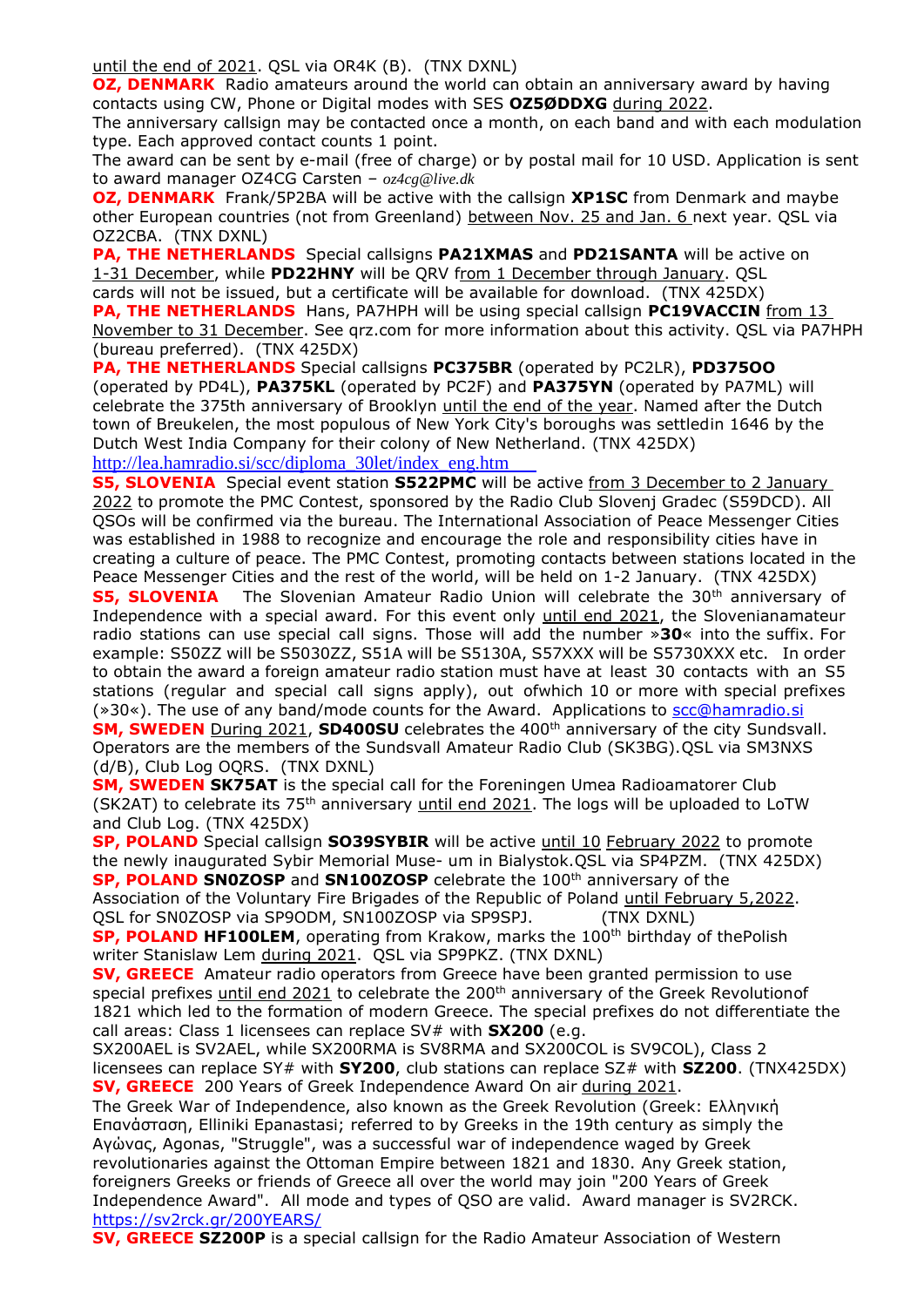until the end of 2021. QSL via OR4K (B). (TNX DXNL)

**OZ, DENMARK** Radio amateurs around the world can obtain an anniversary award by having contacts using CW, Phone or Digital modes with SES **OZ5ØDDXG** during 2022.
The anniversary callsign may be contacted once a month, on each band and with each modulation type. Each approved contact counts 1 point.
The award can be sent by e-mail (free of charge) or by postal mail for 10 USD. Application is sent to award manager OZ4CG Carsten – *oz4cg@live.dk*

**OZ, DENMARK** Frank/5P2BA will be active with the callsign **XP1SC** from Denmark and maybe other European countries (not from Greenland) between Nov. 25 and Jan. 6 next year. QSL via OZ2CBA. (TNX DXNL)

**PA, THE NETHERLANDS** Special callsigns **PA21XMAS** and **PD21SANTA** will be active on 1-31 December, while **PD22HNY** will be QRV from 1 December through January. QSL cards will not be issued, but a certificate will be available for download. (TNX 425DX)

**PA, THE NETHERLANDS** Hans, PA7HPH will be using special callsign **PC19VACCIN** from 13 November to 31 December. See qrz.com for more information about this activity. QSL via PA7HPH (bureau preferred). (TNX 425DX)

**PA, THE NETHERLANDS** Special callsigns **PC375BR** (operated by PC2LR), **PD375OO** (operated by PD4L), **PA375KL** (operated by PC2F) and **PA375YN** (operated by PA7ML) will celebrate the 375th anniversary of Brooklyn until the end of the year. Named after the Dutch town of Breukelen, the most populous of New York City's boroughs was settledin 1646 by the Dutch West India Company for their colony of New Netherland. (TNX 425DX)
http://lea.hamradio.si/scc/diploma_30let/index_eng.htm

**S5, SLOVENIA** Special event station **S522PMC** will be active from 3 December to 2 January 2022 to promote the PMC Contest, sponsored by the Radio Club Slovenj Gradec (S59DCD). All QSOs will be confirmed via the bureau. The International Association of Peace Messenger Cities was established in 1988 to recognize and encourage the role and responsibility cities have in creating a culture of peace. The PMC Contest, promoting contacts between stations located in the Peace Messenger Cities and the rest of the world, will be held on 1-2 January. (TNX 425DX)

**S5, SLOVENIA** The Slovenian Amateur Radio Union will celebrate the 30th anniversary of Independence with a special award. For this event only until end 2021, the Slovenianamateur radio stations can use special call signs. Those will add the number »**30**« into the suffix. For example: S50ZZ will be S5030ZZ, S51A will be S5130A, S57XXX will be S5730XXX etc. In order to obtain the award a foreign amateur radio station must have at least 30 contacts with an S5 stations (regular and special call signs apply), out ofwhich 10 or more with special prefixes (»30«). The use of any band/mode counts for the Award. Applications to scc@hamradio.si

**SM, SWEDEN** During 2021, **SD400SU** celebrates the 400th anniversary of the city Sundsvall. Operators are the members of the Sundsvall Amateur Radio Club (SK3BG).QSL via SM3NXS (d/B), Club Log OQRS. (TNX DXNL)

**SM, SWEDEN** **SK75AT** is the special call for the Foreningen Umea Radioamatorer Club (SK2AT) to celebrate its 75th anniversary until end 2021. The logs will be uploaded to LoTW and Club Log. (TNX 425DX)

**SP, POLAND** Special callsign **SO39SYBIR** will be active until 10 February 2022 to promote the newly inaugurated Sybir Memorial Muse- um in Bialystok.QSL via SP4PZM. (TNX 425DX)

**SP, POLAND** **SN0ZOSP** and **SN100ZOSP** celebrate the 100th anniversary of the Association of the Voluntary Fire Brigades of the Republic of Poland until February 5,2022. QSL for SN0ZOSP via SP9ODM, SN100ZOSP via SP9SPJ. (TNX DXNL)

**SP, POLAND** **HF100LEM**, operating from Krakow, marks the 100th birthday of thePolish writer Stanislaw Lem during 2021. QSL via SP9PKZ. (TNX DXNL)

**SV, GREECE** Amateur radio operators from Greece have been granted permission to use special prefixes until end 2021 to celebrate the 200th anniversary of the Greek Revolutionof 1821 which led to the formation of modern Greece. The special prefixes do not differentiate the call areas: Class 1 licensees can replace SV# with **SX200** (e.g.
SX200AEL is SV2AEL, while SX200RMA is SV8RMA and SX200COL is SV9COL), Class 2 licensees can replace SY# with **SY200**, club stations can replace SZ# with **SZ200**. (TNX425DX)

**SV, GREECE** 200 Years of Greek Independence Award On air during 2021.
The Greek War of Independence, also known as the Greek Revolution (Greek: Ελληνική Επανάσταση, Elliniki Epanastasi; referred to by Greeks in the 19th century as simply the Αγώνας, Agonas, "Struggle", was a successful war of independence waged by Greek revolutionaries against the Ottoman Empire between 1821 and 1830. Any Greek station, foreigners Greeks or friends of Greece all over the world may join "200 Years of Greek Independence Award". All mode and types of QSO are valid. Award manager is SV2RCK.
https://sv2rck.gr/200YEARS/

**SV, GREECE** **SZ200P** is a special callsign for the Radio Amateur Association of Western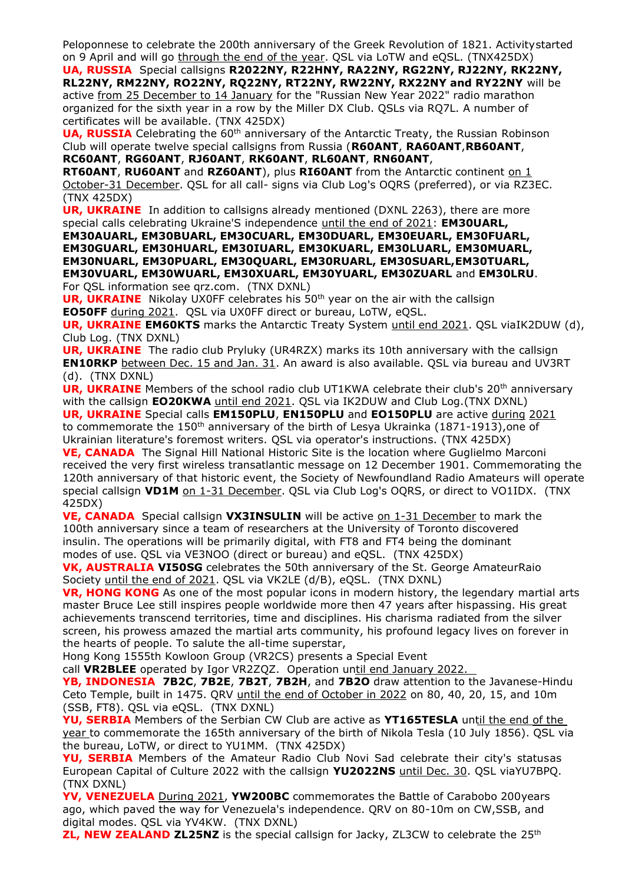Peloponnese to celebrate the 200th anniversary of the Greek Revolution of 1821. Activitystarted on 9 April and will go through the end of the year. QSL via LoTW and eQSL. (TNX425DX)

**UA, RUSSIA** Special callsigns **R2022NY, R22HNY, RA22NY, RG22NY, RJ22NY, RK22NY, RL22NY, RM22NY, RO22NY, RQ22NY, RT22NY, RW22NY, RX22NY and RY22NY** will be active from 25 December to 14 January for the "Russian New Year 2022" radio marathon organized for the sixth year in a row by the Miller DX Club. QSLs via RQ7L. A number of certificates will be available. (TNX 425DX)

**UA, RUSSIA** Celebrating the 60th anniversary of the Antarctic Treaty, the Russian Robinson Club will operate twelve special callsigns from Russia (**R60ANT**, **RA60ANT**,**RB60ANT**, **RC60ANT**, **RG60ANT**, **RJ60ANT**, **RK60ANT**, **RL60ANT**, **RN60ANT**, **RT60ANT**, **RU60ANT** and **RZ60ANT**), plus **RI60ANT** from the Antarctic continent on 1 October-31 December. QSL for all call- signs via Club Log's OQRS (preferred), or via RZ3EC. (TNX 425DX)

**UR, UKRAINE** In addition to callsigns already mentioned (DXNL 2263), there are more special calls celebrating Ukraine'S independence until the end of 2021: **EM30UARL, EM30AUARL, EM30BUARL, EM30CUARL, EM30DUARL, EM30EUARL, EM30FUARL, EM30GUARL, EM30HUARL, EM30IUARL, EM30KUARL, EM30LUARL, EM30MUARL, EM30NUARL, EM30PUARL, EM30QUARL, EM30RUARL, EM30SUARL,EM30TUARL, EM30VUARL, EM30WUARL, EM30XUARL, EM30YUARL, EM30ZUARL** and **EM30LRU**. For QSL information see qrz.com. (TNX DXNL)

**UR, UKRAINE** Nikolay UX0FF celebrates his 50th year on the air with the callsign **EO50FF** during 2021. QSL via UX0FF direct or bureau, LoTW, eQSL.

**UR, UKRAINE** **EM60KTS** marks the Antarctic Treaty System until end 2021. QSL viaIK2DUW (d), Club Log. (TNX DXNL)

**UR, UKRAINE** The radio club Pryluky (UR4RZX) marks its 10th anniversary with the callsign **EN10RKP** between Dec. 15 and Jan. 31. An award is also available. QSL via bureau and UV3RT (d). (TNX DXNL)

**UR, UKRAINE** Members of the school radio club UT1KWA celebrate their club's 20th anniversary with the callsign **EO20KWA** until end 2021. QSL via IK2DUW and Club Log.(TNX DXNL)

**UR, UKRAINE** Special calls **EM150PLU**, **EN150PLU** and **EO150PLU** are active during 2021 to commemorate the 150th anniversary of the birth of Lesya Ukrainka (1871-1913),one of Ukrainian literature's foremost writers. QSL via operator's instructions. (TNX 425DX)

**VE, CANADA** The Signal Hill National Historic Site is the location where Guglielmo Marconi received the very first wireless transatlantic message on 12 December 1901. Commemorating the 120th anniversary of that historic event, the Society of Newfoundland Radio Amateurs will operate special callsign **VD1M** on 1-31 December. QSL via Club Log's OQRS, or direct to VO1IDX. (TNX 425DX)

**VE, CANADA** Special callsign **VX3INSULIN** will be active on 1-31 December to mark the 100th anniversary since a team of researchers at the University of Toronto discovered insulin. The operations will be primarily digital, with FT8 and FT4 being the dominant modes of use. QSL via VE3NOO (direct or bureau) and eQSL. (TNX 425DX)

**VK, AUSTRALIA** **VI50SG** celebrates the 50th anniversary of the St. George AmateurRaio Society until the end of 2021. QSL via VK2LE (d/B), eQSL. (TNX DXNL)

**VR, HONG KONG** As one of the most popular icons in modern history, the legendary martial arts master Bruce Lee still inspires people worldwide more then 47 years after hispassing. His great achievements transcend territories, time and disciplines. His charisma radiated from the silver screen, his prowess amazed the martial arts community, his profound legacy lives on forever in the hearts of people. To salute the all-time superstar,
Hong Kong 1555th Kowloon Group (VR2CS) presents a Special Event call **VR2BLEE** operated by Igor VR2ZQZ. Operation until end January 2022.

**YB, INDONESIA** **7B2C**, **7B2E**, **7B2T**, **7B2H**, and **7B2O** draw attention to the Javanese-Hindu Ceto Temple, built in 1475. QRV until the end of October in 2022 on 80, 40, 20, 15, and 10m (SSB, FT8). QSL via eQSL. (TNX DXNL)

**YU, SERBIA** Members of the Serbian CW Club are active as **YT165TESLA** until the end of the year to commemorate the 165th anniversary of the birth of Nikola Tesla (10 July 1856). QSL via the bureau, LoTW, or direct to YU1MM. (TNX 425DX)

**YU, SERBIA** Members of the Amateur Radio Club Novi Sad celebrate their city's statusas European Capital of Culture 2022 with the callsign **YU2022NS** until Dec. 30. QSL viaYU7BPQ. (TNX DXNL)

**YV, VENEZUELA** During 2021, **YW200BC** commemorates the Battle of Carabobo 200years ago, which paved the way for Venezuela's independence. QRV on 80-10m on CW,SSB, and digital modes. QSL via YV4KW. (TNX DXNL)

**ZL, NEW ZEALAND** **ZL25NZ** is the special callsign for Jacky, ZL3CW to celebrate the 25th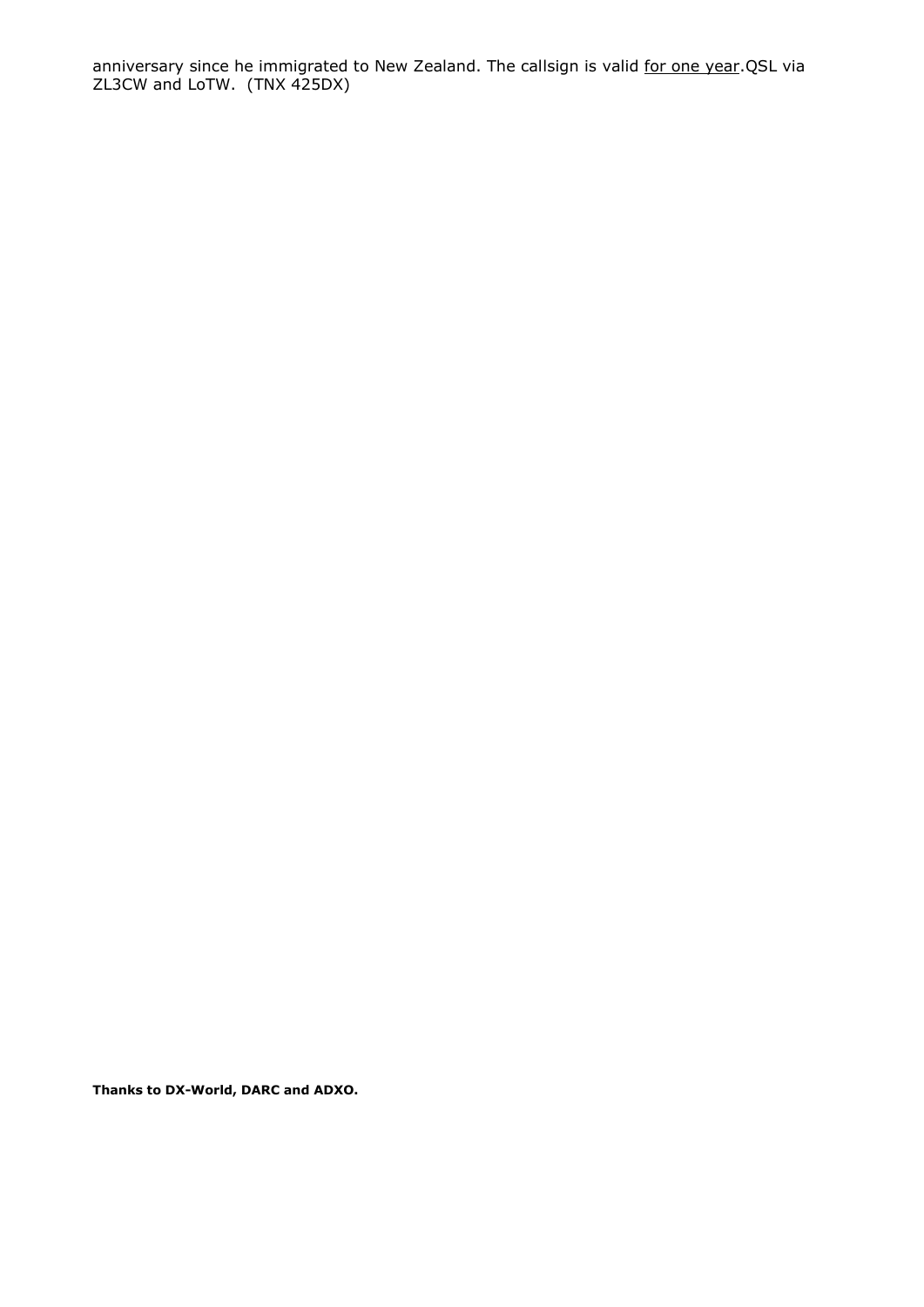anniversary since he immigrated to New Zealand. The callsign is valid <u>for one year</u>.QSL via ZL3CW and LoTW. (TNX 425DX)

**Thanks to DX-World, DARC and ADXO.**